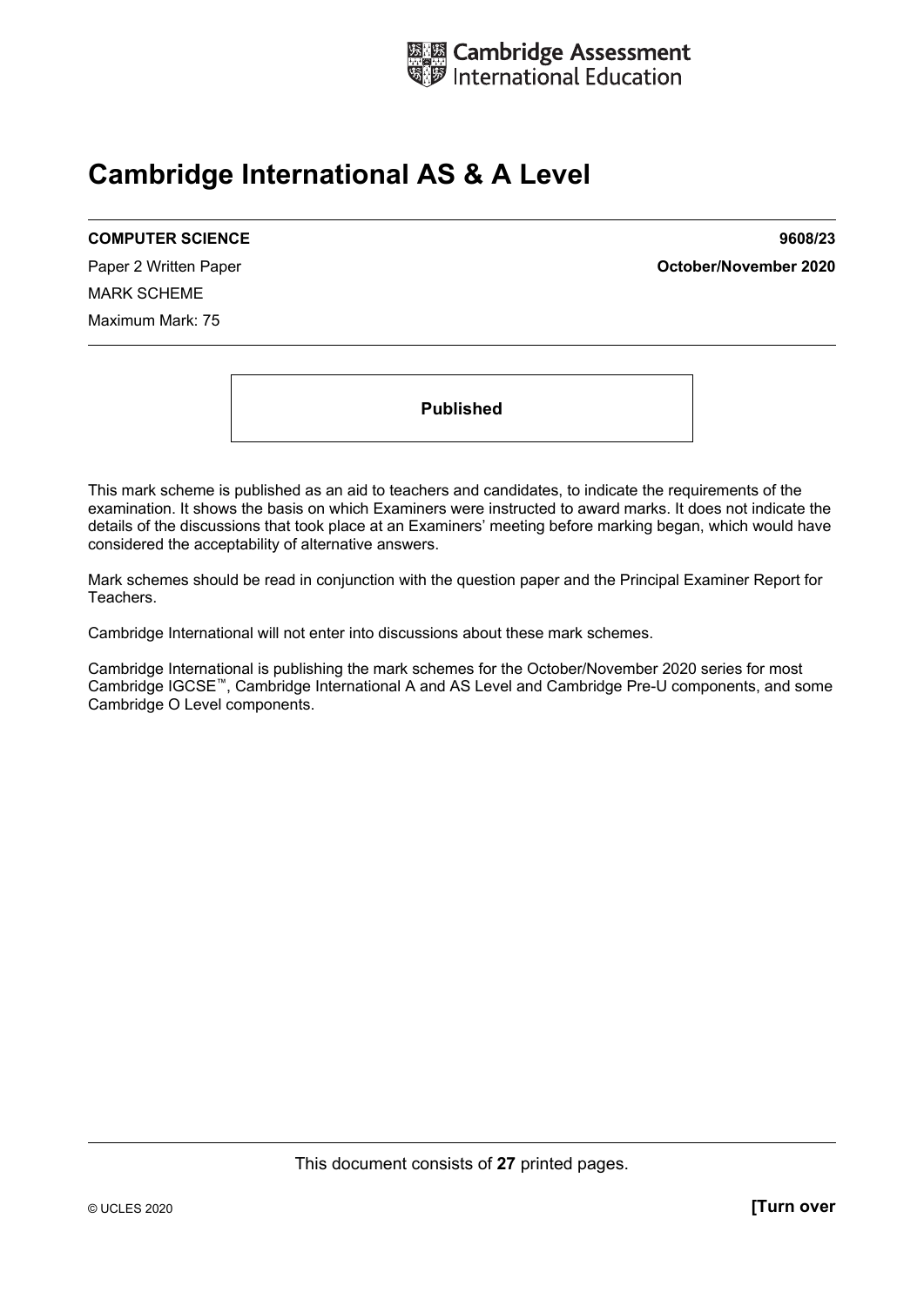Cambridge Assessment International Education

# Cambridge International AS & A Level

**COMPUTER SCIENCE** **9608/23**

Paper 2 Written Paper **October/November 2020**

MARK SCHEME

Maximum Mark: 75

**Published**

This mark scheme is published as an aid to teachers and candidates, to indicate the requirements of the examination. It shows the basis on which Examiners were instructed to award marks. It does not indicate the details of the discussions that took place at an Examiners' meeting before marking began, which would have considered the acceptability of alternative answers.

Mark schemes should be read in conjunction with the question paper and the Principal Examiner Report for Teachers.

Cambridge International will not enter into discussions about these mark schemes.

Cambridge International is publishing the mark schemes for the October/November 2020 series for most Cambridge IGCSE™, Cambridge International A and AS Level and Cambridge Pre-U components, and some Cambridge O Level components.

This document consists of **27** printed pages.

© UCLES 2020 **[Turn over**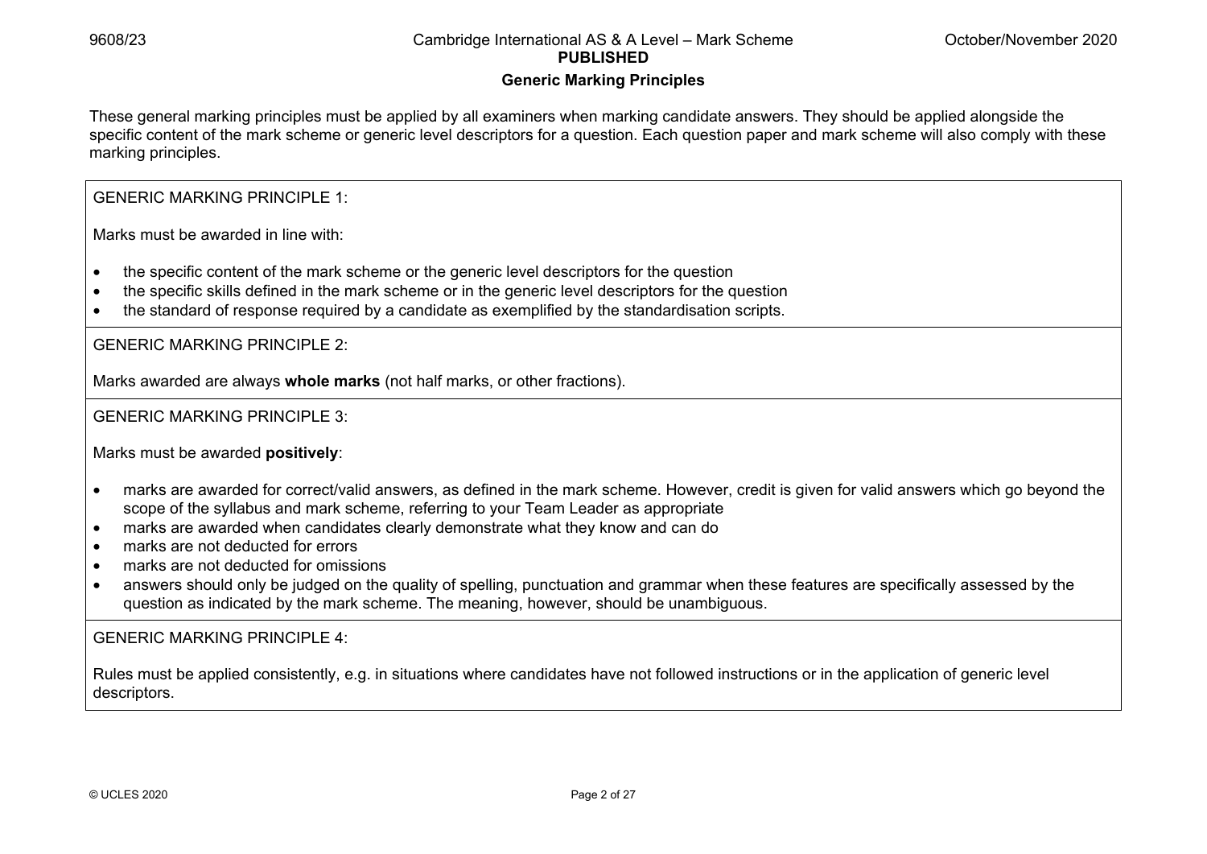## Generic Marking Principles

These general marking principles must be applied by all examiners when marking candidate answers. They should be applied alongside the specific content of the mark scheme or generic level descriptors for a question. Each question paper and mark scheme will also comply with these marking principles.

GENERIC MARKING PRINCIPLE 1:

Marks must be awarded in line with:

- the specific content of the mark scheme or the generic level descriptors for the question
- the specific skills defined in the mark scheme or in the generic level descriptors for the question
- the standard of response required by a candidate as exemplified by the standardisation scripts.

GENERIC MARKING PRINCIPLE 2:

Marks awarded are always **whole marks** (not half marks, or other fractions).

GENERIC MARKING PRINCIPLE 3:

Marks must be awarded **positively**:

- marks are awarded for correct/valid answers, as defined in the mark scheme. However, credit is given for valid answers which go beyond the scope of the syllabus and mark scheme, referring to your Team Leader as appropriate
- marks are awarded when candidates clearly demonstrate what they know and can do
- marks are not deducted for errors
- marks are not deducted for omissions
- answers should only be judged on the quality of spelling, punctuation and grammar when these features are specifically assessed by the question as indicated by the mark scheme. The meaning, however, should be unambiguous.

GENERIC MARKING PRINCIPLE 4:

Rules must be applied consistently, e.g. in situations where candidates have not followed instructions or in the application of generic level descriptors.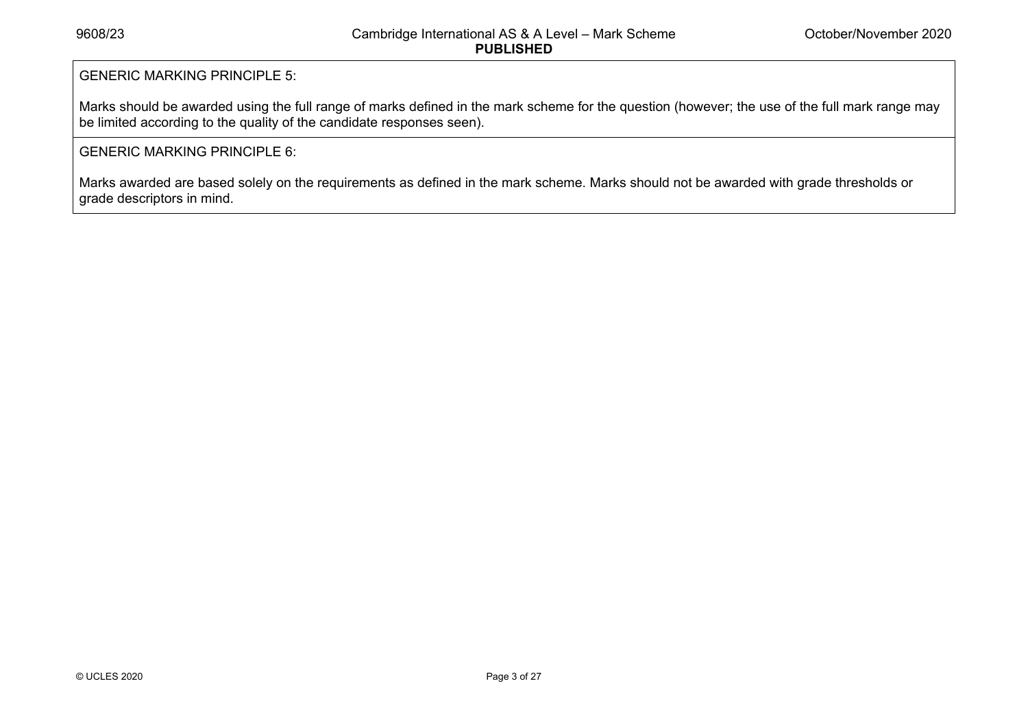GENERIC MARKING PRINCIPLE 5:

Marks should be awarded using the full range of marks defined in the mark scheme for the question (however; the use of the full mark range may be limited according to the quality of the candidate responses seen).

GENERIC MARKING PRINCIPLE 6:

Marks awarded are based solely on the requirements as defined in the mark scheme. Marks should not be awarded with grade thresholds or grade descriptors in mind.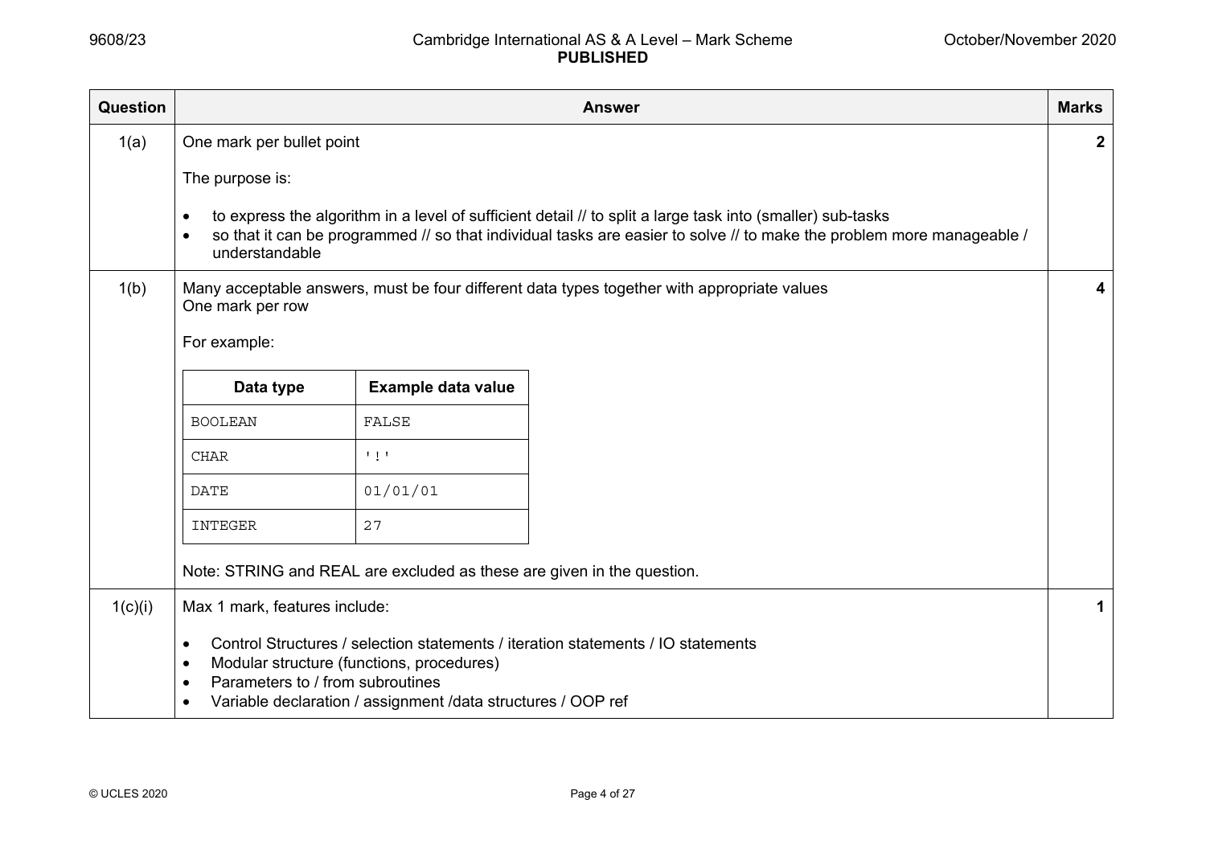| Question | Answer | Marks |
|---|---|---|
| 1(a) | One mark per bullet point<br><br>The purpose is:<br><br>• to express the algorithm in a level of sufficient detail // to split a large task into (smaller) sub-tasks<br>• so that it can be programmed // so that individual tasks are easier to solve // to make the problem more manageable / understandable | **2** |
| 1(b) | Many acceptable answers, must be four different data types together with appropriate values<br>One mark per row<br><br>For example:<br><br>**Data type** — **Example data value**<br>`BOOLEAN` — `FALSE`<br>`CHAR` — `'!'`<br>`DATE` — `01/01/01`<br>`INTEGER` — `27`<br><br>Note: STRING and REAL are excluded as these are given in the question. | **4** |
| 1(c)(i) | Max 1 mark, features include:<br><br>• Control Structures / selection statements / iteration statements / IO statements<br>• Modular structure (functions, procedures)<br>• Parameters to / from subroutines<br>• Variable declaration / assignment /data structures / OOP ref | **1** |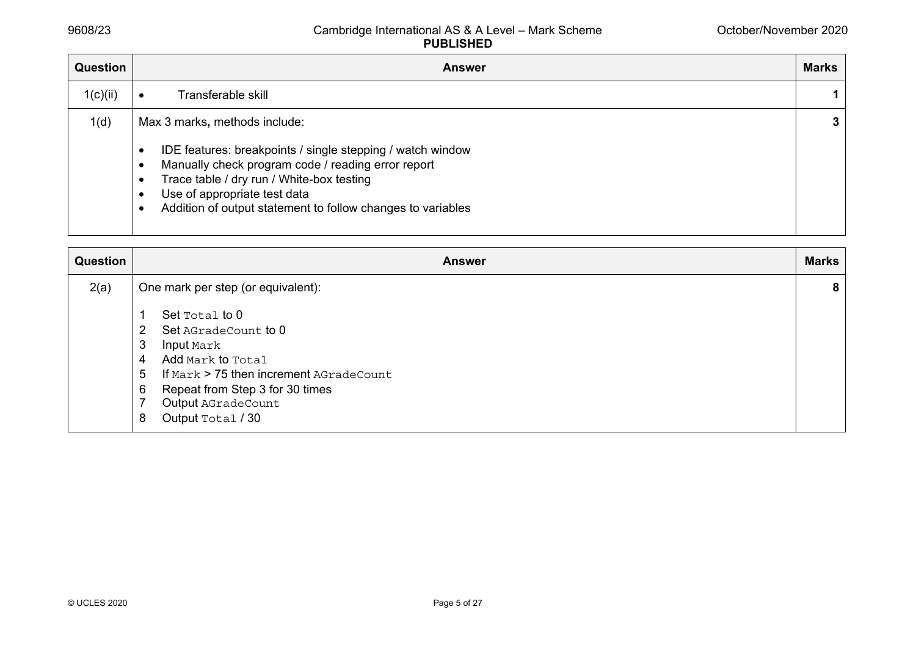| Question | Answer | Marks |
|---|---|---|
| 1(c)(ii) | • Transferable skill | **1** |
| 1(d) | Max 3 marks, methods include:<br><br>• IDE features: breakpoints / single stepping / watch window<br>• Manually check program code / reading error report<br>• Trace table / dry run / White-box testing<br>• Use of appropriate test data<br>• Addition of output statement to follow changes to variables | **3** |

| Question | Answer | Marks |
|---|---|---|
| 2(a) | One mark per step (or equivalent):<br><br>1 Set `Total` to 0<br>2 Set `AGradeCount` to 0<br>3 Input `Mark`<br>4 Add `Mark` to `Total`<br>5 If `Mark` > 75 then increment `AGradeCount`<br>6 Repeat from Step 3 for 30 times<br>7 Output `AGradeCount`<br>8 Output `Total` / 30 | **8** |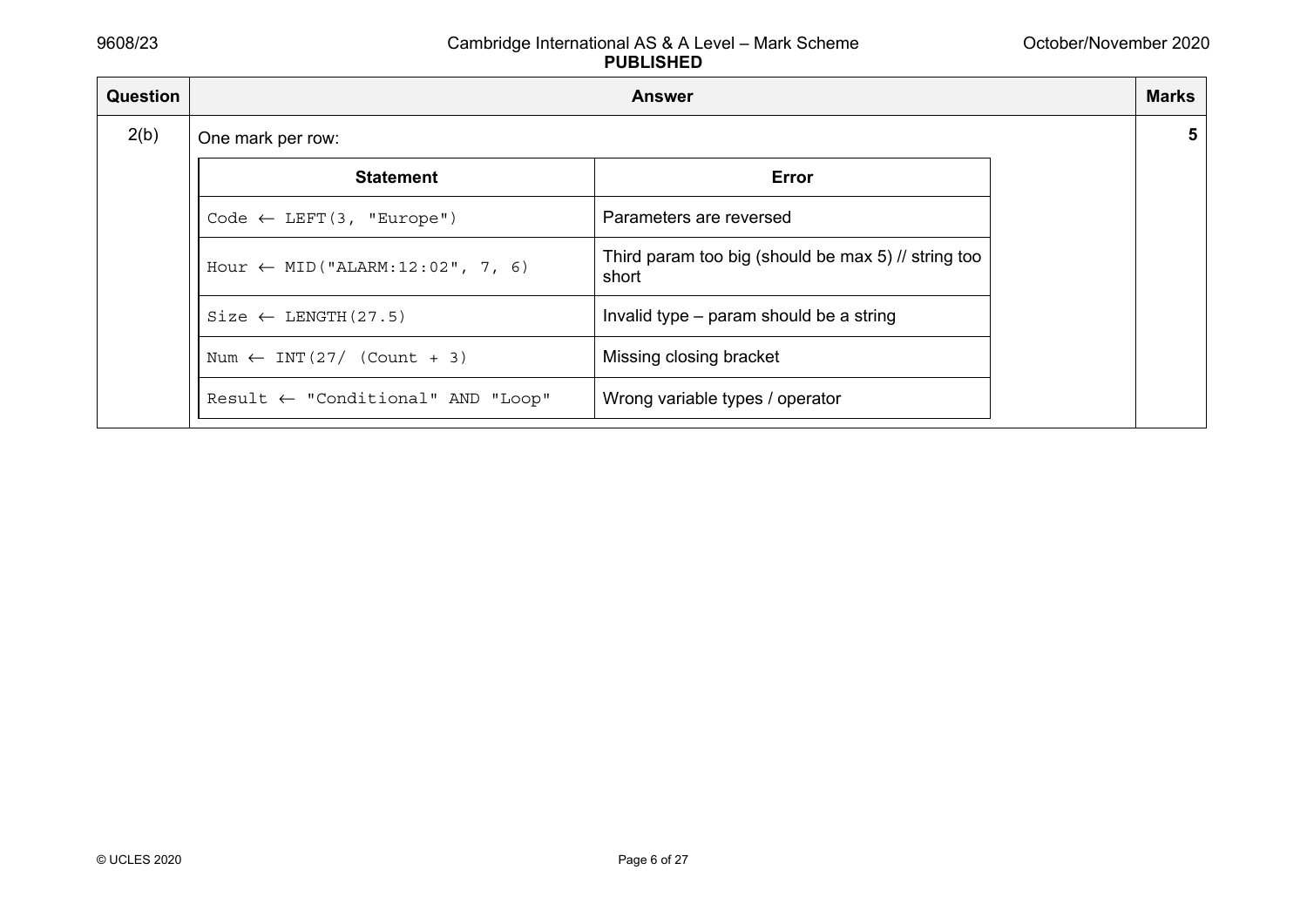| Question | Answer | Marks |
| --- | --- | --- |
| 2(b) | One mark per row: | 5 |

| Statement | Error |
| --- | --- |
| `Code ← LEFT(3, "Europe")` | Parameters are reversed |
| `Hour ← MID("ALARM:12:02", 7, 6)` | Third param too big (should be max 5) // string too short |
| `Size ← LENGTH(27.5)` | Invalid type – param should be a string |
| `Num ← INT(27/ (Count + 3)` | Missing closing bracket |
| `Result ← "Conditional" AND "Loop"` | Wrong variable types / operator |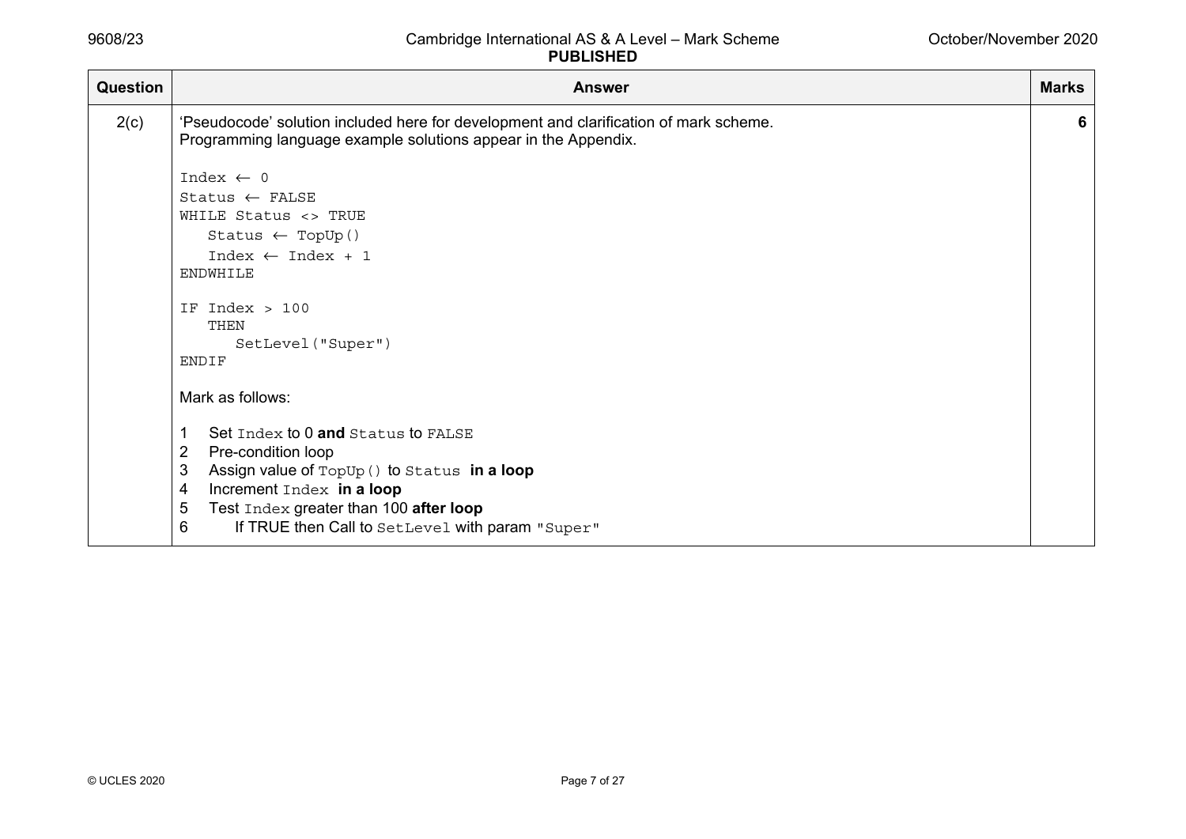| Question | Answer | Marks |
|---|---|---|
| 2(c) | 'Pseudocode' solution included here for development and clarification of mark scheme.<br>Programming language example solutions appear in the Appendix.<br><br>`Index ← 0`<br>`Status ← FALSE`<br>`WHILE Status <> TRUE`<br>`   Status ← TopUp()`<br>`   Index ← Index + 1`<br>`ENDWHILE`<br><br>`IF Index > 100`<br>`   THEN`<br>`      SetLevel("Super")`<br>`ENDIF`<br><br>Mark as follows:<br><br>1 Set `Index` to 0 **and** `Status` to `FALSE`<br>2 Pre-condition loop<br>3 Assign value of `TopUp()` to `Status` **in a loop**<br>4 Increment `Index` **in a loop**<br>5 Test `Index` greater than 100 **after loop**<br>6 If TRUE then Call to `SetLevel` with param `"Super"` | 6 |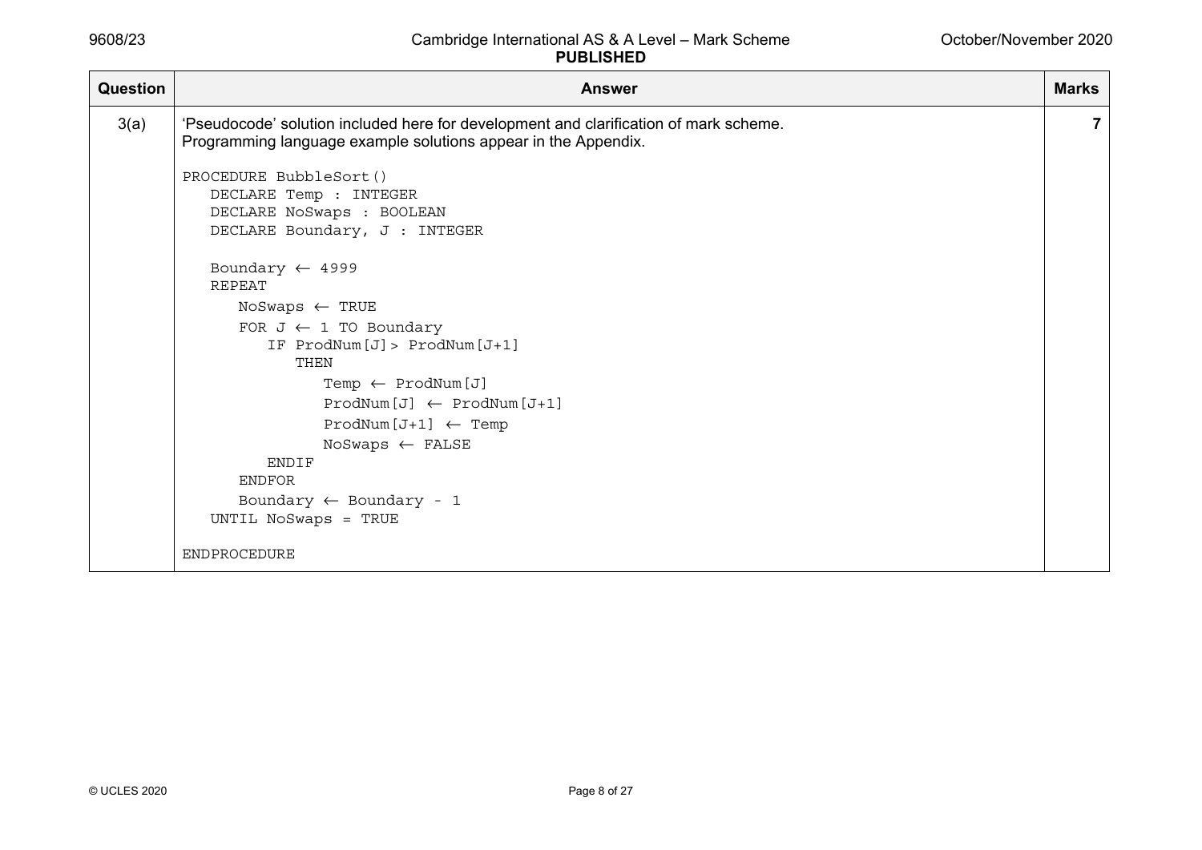| Question | Answer | Marks |
|---|---|---|
| 3(a) | 'Pseudocode' solution included here for development and clarification of mark scheme.<br>Programming language example solutions appear in the Appendix.<br><br>`PROCEDURE BubbleSort()`<br>`   DECLARE Temp : INTEGER`<br>`   DECLARE NoSwaps : BOOLEAN`<br>`   DECLARE Boundary, J : INTEGER`<br><br>`   Boundary ← 4999`<br>`   REPEAT`<br>`      NoSwaps ← TRUE`<br>`      FOR J ← 1 TO Boundary`<br>`         IF ProdNum[J]> ProdNum[J+1]`<br>`            THEN`<br>`               Temp ← ProdNum[J]`<br>`               ProdNum[J] ← ProdNum[J+1]`<br>`               ProdNum[J+1] ← Temp`<br>`               NoSwaps ← FALSE`<br>`         ENDIF`<br>`      ENDFOR`<br>`      Boundary ← Boundary - 1`<br>`   UNTIL NoSwaps = TRUE`<br><br>`ENDPROCEDURE` | 7 |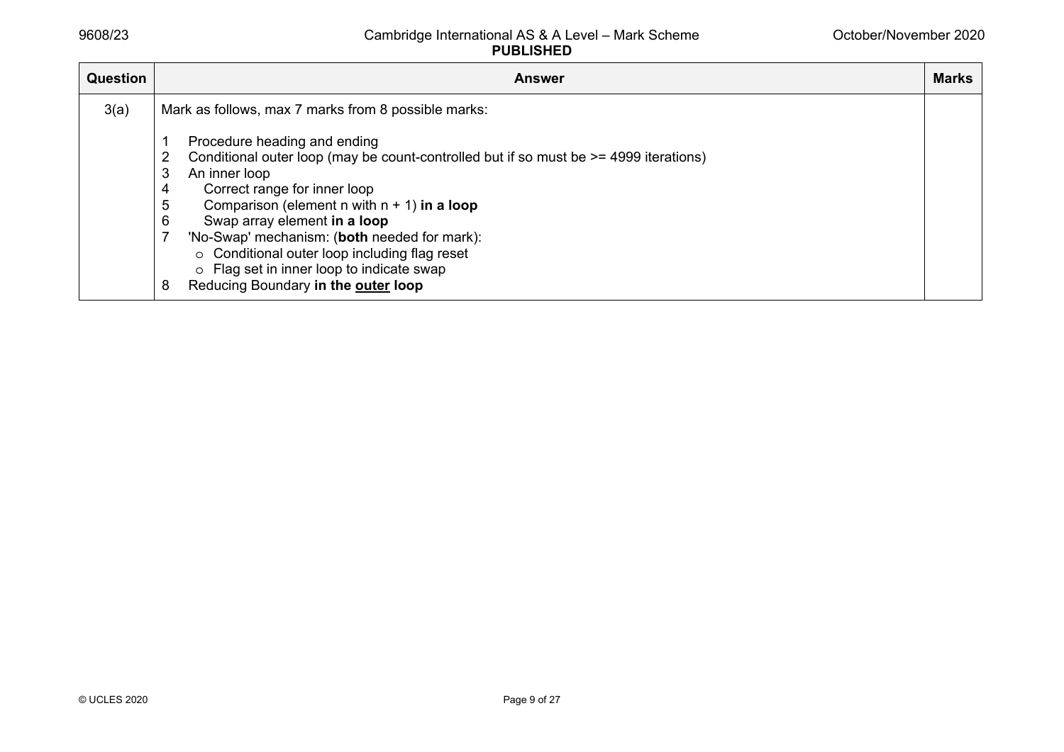| Question | Answer | Marks |
|---|---|---|
| 3(a) | Mark as follows, max 7 marks from 8 possible marks:<br><br>1 Procedure heading and ending<br>2 Conditional outer loop (may be count-controlled but if so must be >= 4999 iterations)<br>3 An inner loop<br>4 Correct range for inner loop<br>5 Comparison (element n with n + 1) **in a loop**<br>6 Swap array element **in a loop**<br>7 'No-Swap' mechanism: (**both** needed for mark):<br>○ Conditional outer loop including flag reset<br>○ Flag set in inner loop to indicate swap<br>8 Reducing Boundary **in the <u>outer</u> loop** | |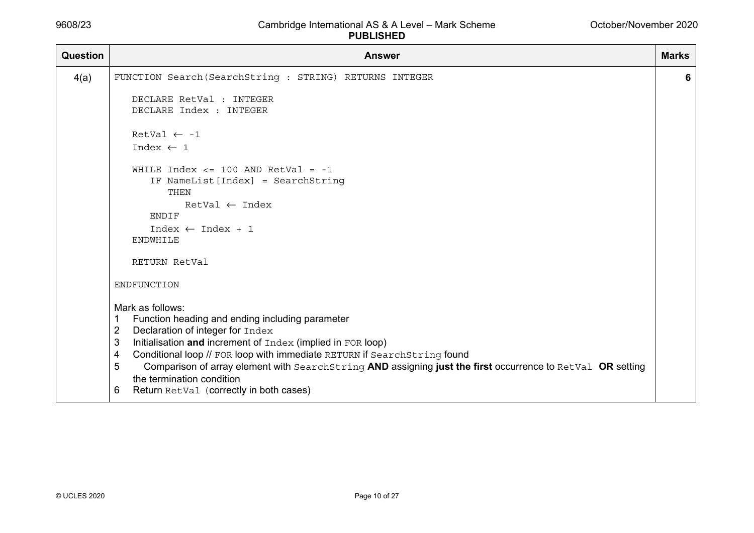| Question | Answer | Marks |
|---|---|---|
| 4(a) | <pre>FUNCTION Search(SearchString : STRING) RETURNS INTEGER<br><br>   DECLARE RetVal : INTEGER<br>   DECLARE Index : INTEGER<br><br>   RetVal ← -1<br>   Index ← 1<br><br>   WHILE Index <= 100 AND RetVal = -1<br>      IF NameList[Index] = SearchString<br>         THEN<br>            RetVal ← Index<br>      ENDIF<br>      Index ← Index + 1<br>   ENDWHILE<br><br>   RETURN RetVal<br><br>ENDFUNCTION</pre>Mark as follows:<br>1 Function heading and ending including parameter<br>2 Declaration of integer for `Index`<br>3 Initialisation **and** increment of `Index` (implied in `FOR` loop)<br>4 Conditional loop // `FOR` loop with immediate `RETURN` if `SearchString` found<br>5 Comparison of array element with `SearchString` **AND** assigning **just the first** occurrence to `RetVal` **OR** setting the termination condition<br>6 Return `RetVal` (correctly in both cases) | 6 |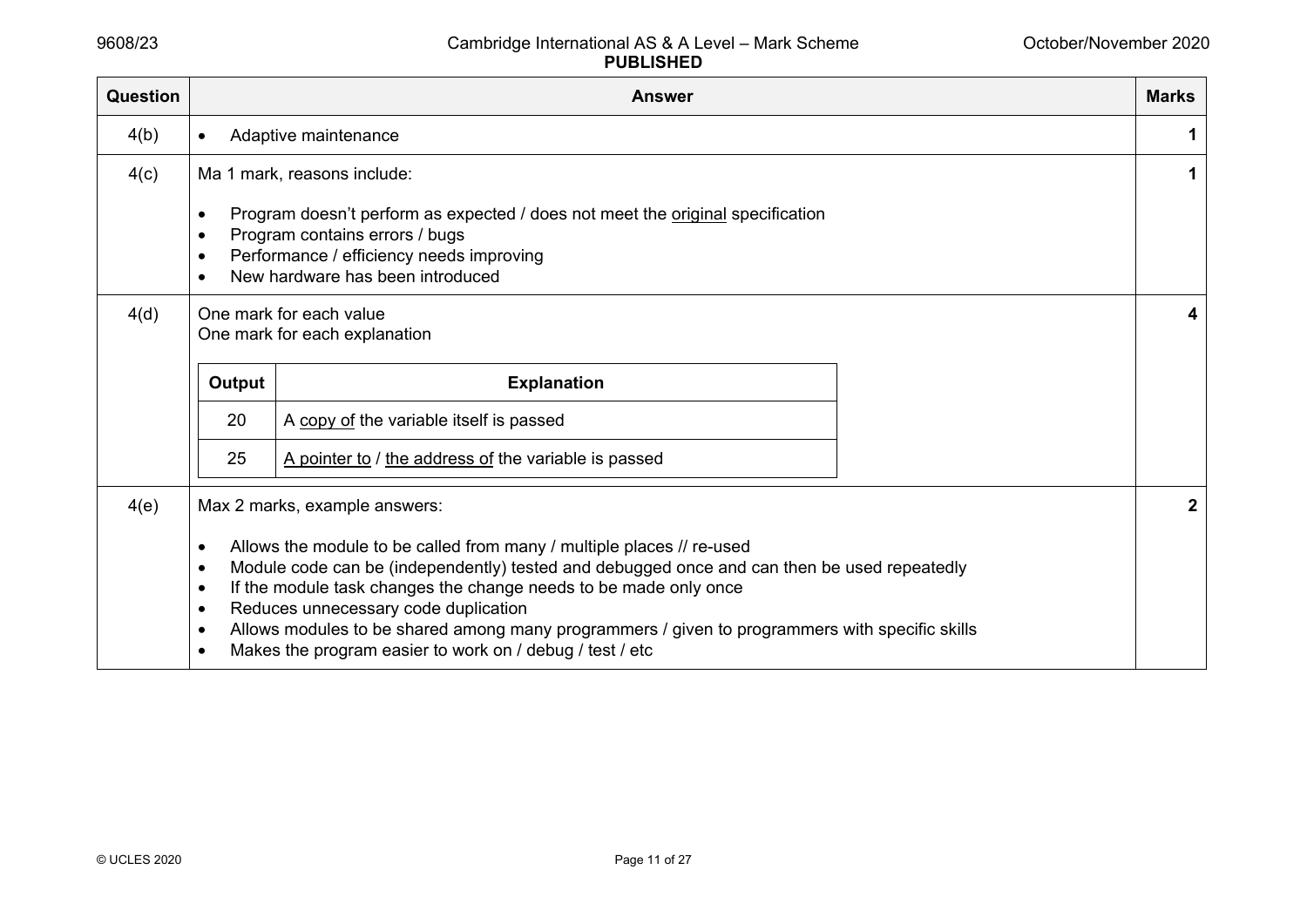| Question | Answer | Marks |
|---|---|---|
| 4(b) | • Adaptive maintenance | 1 |
| 4(c) | Ma 1 mark, reasons include:<br><br>• Program doesn't perform as expected / does not meet the original specification<br>• Program contains errors / bugs<br>• Performance / efficiency needs improving<br>• New hardware has been introduced | 1 |
| 4(d) | One mark for each value<br>One mark for each explanation<br><br>**Output** — **Explanation**<br>20 — A copy of the variable itself is passed<br>25 — A pointer to / the address of the variable is passed | 4 |
| 4(e) | Max 2 marks, example answers:<br><br>• Allows the module to be called from many / multiple places // re-used<br>• Module code can be (independently) tested and debugged once and can then be used repeatedly<br>• If the module task changes the change needs to be made only once<br>• Reduces unnecessary code duplication<br>• Allows modules to be shared among many programmers / given to programmers with specific skills<br>• Makes the program easier to work on / debug / test / etc | 2 |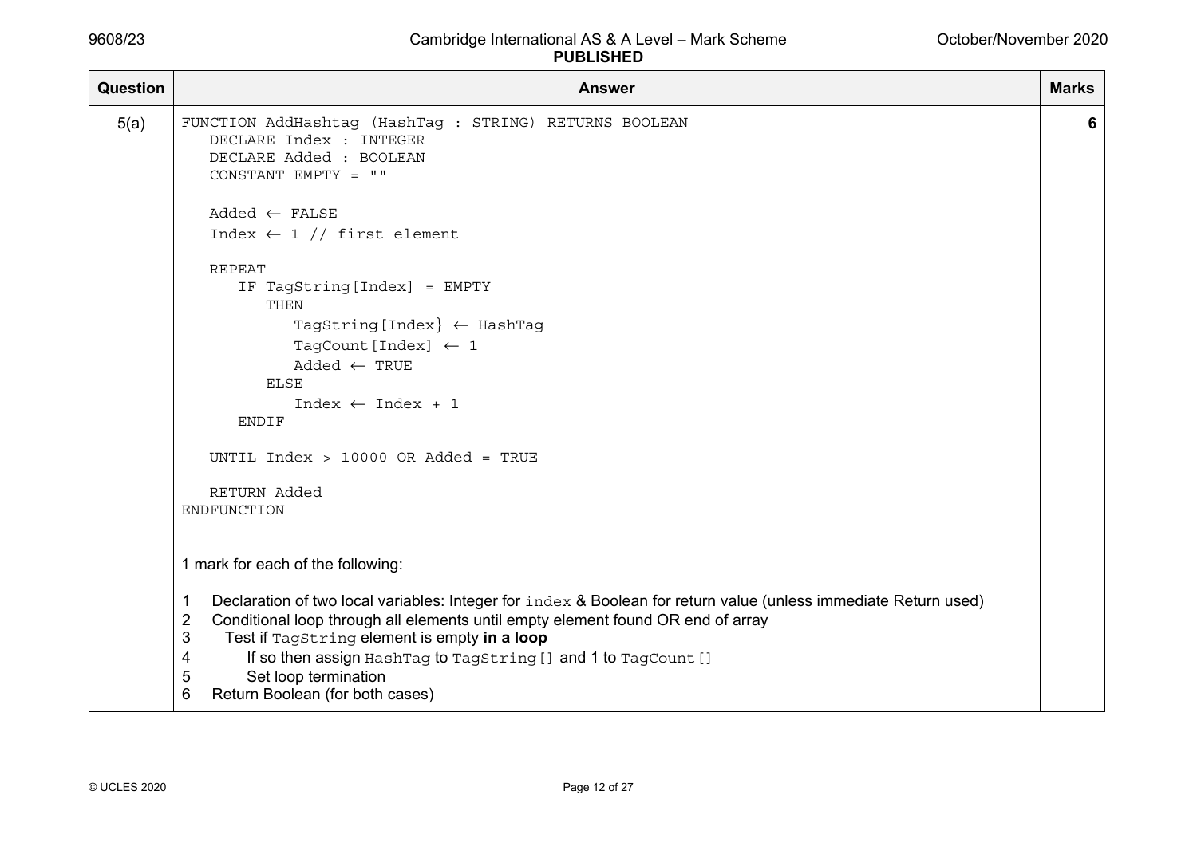| Question | Answer | Marks |
|---|---|---|
| 5(a) | (see below) | 6 |

```
FUNCTION AddHashtag (HashTag : STRING) RETURNS BOOLEAN
   DECLARE Index : INTEGER
   DECLARE Added : BOOLEAN
   CONSTANT EMPTY = ""

   Added ← FALSE
   Index ← 1 // first element

   REPEAT
      IF TagString[Index] = EMPTY
         THEN
            TagString[Index} ← HashTag
            TagCount[Index] ← 1
            Added ← TRUE
         ELSE
            Index ← Index + 1
      ENDIF

   UNTIL Index > 10000 OR Added = TRUE

   RETURN Added
ENDFUNCTION
```

1 mark for each of the following:

1. Declaration of two local variables: Integer for `index` & Boolean for return value (unless immediate Return used)
2. Conditional loop through all elements until empty element found OR end of array
3. Test if `TagString` element is empty **in a loop**
4. If so then assign `HashTag` to `TagString[]` and 1 to `TagCount[]`
5. Set loop termination
6. Return Boolean (for both cases)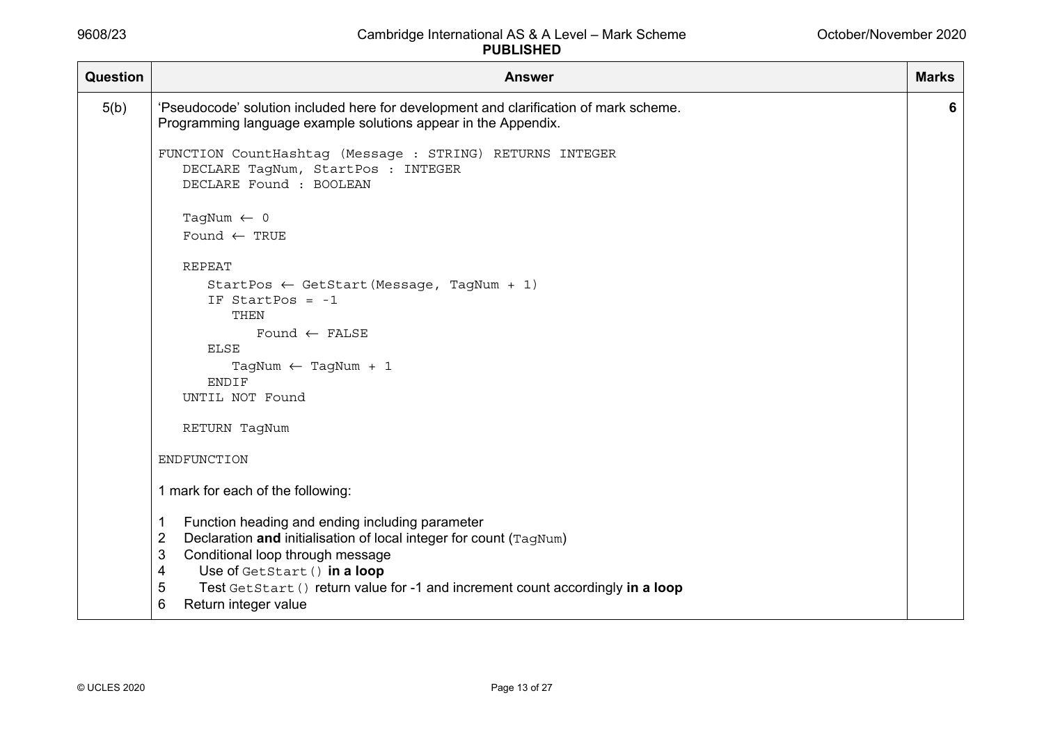| Question | Answer | Marks |
|---|---|---|
| 5(b) | 'Pseudocode' solution included here for development and clarification of mark scheme.<br>Programming language example solutions appear in the Appendix. | 6 |

```
FUNCTION CountHashtag (Message : STRING) RETURNS INTEGER
   DECLARE TagNum, StartPos : INTEGER
   DECLARE Found : BOOLEAN

   TagNum ← 0
   Found ← TRUE

   REPEAT
      StartPos ← GetStart(Message, TagNum + 1)
      IF StartPos = -1
         THEN
            Found ← FALSE
      ELSE
         TagNum ← TagNum + 1
      ENDIF
   UNTIL NOT Found

   RETURN TagNum

ENDFUNCTION
```

1 mark for each of the following:

1. Function heading and ending including parameter
2. Declaration **and** initialisation of local integer for count (`TagNum`)
3. Conditional loop through message
4. Use of `GetStart()` **in a loop**
5. Test `GetStart()` return value for -1 and increment count accordingly **in a loop**
6. Return integer value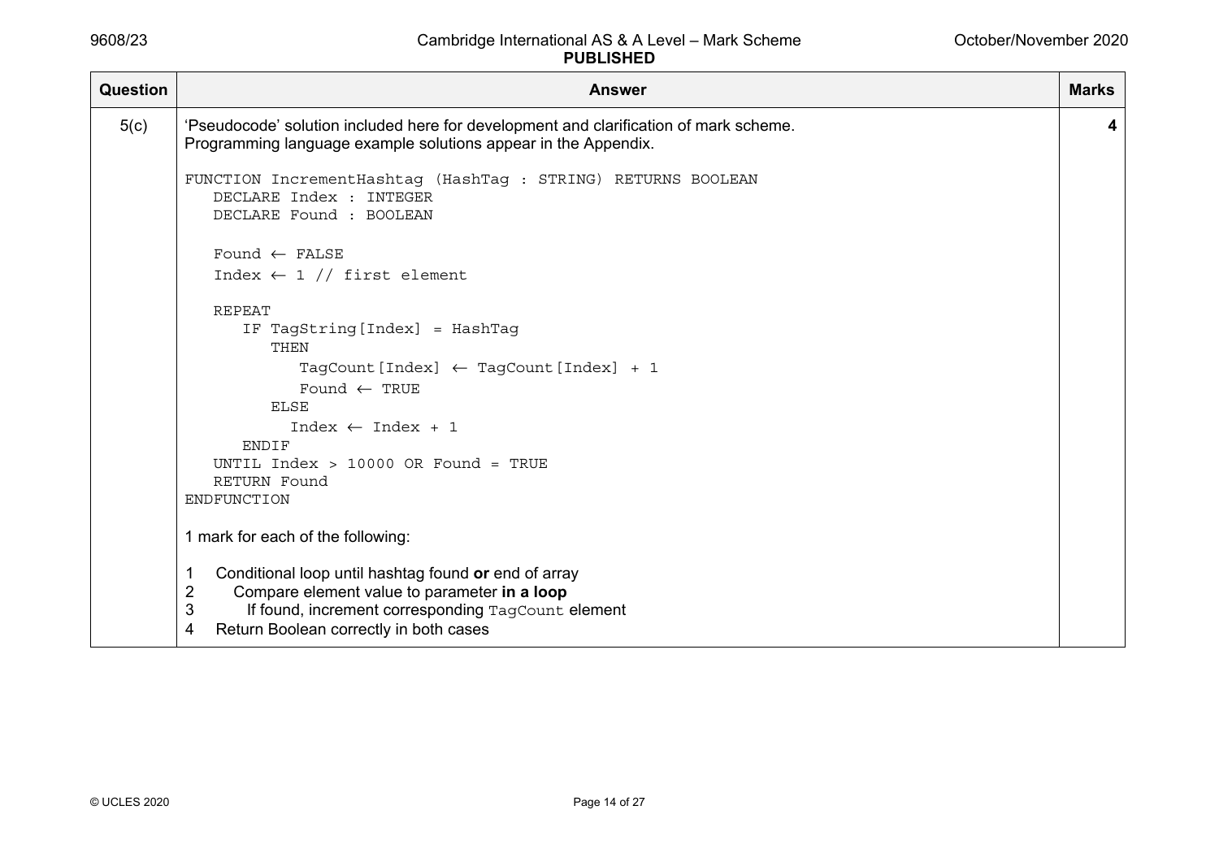| Question | Answer | Marks |
|---|---|---|
| 5(c) | 'Pseudocode' solution included here for development and clarification of mark scheme.<br>Programming language example solutions appear in the Appendix.<br><br>`FUNCTION IncrementHashtag (HashTag : STRING) RETURNS BOOLEAN`<br>`   DECLARE Index : INTEGER`<br>`   DECLARE Found : BOOLEAN`<br><br>`   Found ← FALSE`<br>`   Index ← 1 // first element`<br><br>`   REPEAT`<br>`      IF TagString[Index] = HashTag`<br>`         THEN`<br>`            TagCount[Index] ← TagCount[Index] + 1`<br>`            Found ← TRUE`<br>`         ELSE`<br>`           Index ← Index + 1`<br>`      ENDIF`<br>`   UNTIL Index > 10000 OR Found = TRUE`<br>`   RETURN Found`<br>`ENDFUNCTION`<br><br>1 mark for each of the following:<br><br>1 Conditional loop until hashtag found **or** end of array<br>2 Compare element value to parameter **in a loop**<br>3 If found, increment corresponding `TagCount` element<br>4 Return Boolean correctly in both cases | 4 |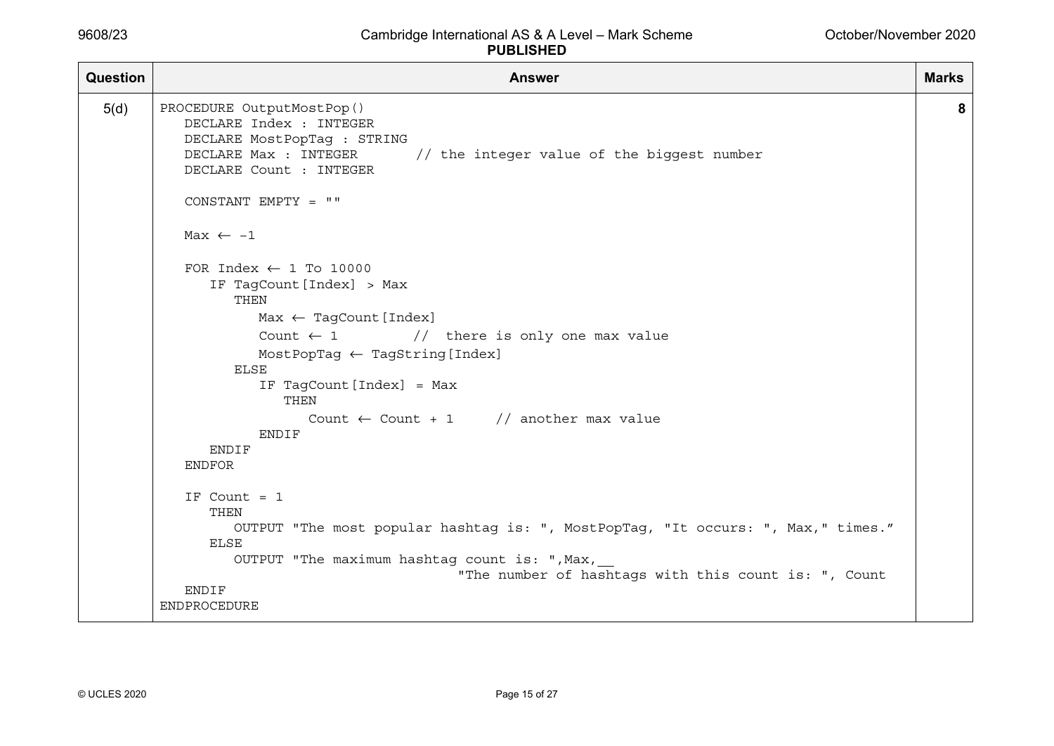| Question | Answer | Marks |
|---|---|---|
| 5(d) | (see code below) | 8 |

```
PROCEDURE OutputMostPop()
   DECLARE Index : INTEGER
   DECLARE MostPopTag : STRING
   DECLARE Max : INTEGER       // the integer value of the biggest number
   DECLARE Count : INTEGER

   CONSTANT EMPTY = ""

   Max ← -1

   FOR Index ← 1 To 10000
      IF TagCount[Index] > Max
         THEN
            Max ← TagCount[Index]
            Count ← 1         //  there is only one max value
            MostPopTag ← TagString[Index]
         ELSE
            IF TagCount[Index] = Max
               THEN
                  Count ← Count + 1     // another max value
            ENDIF
      ENDIF
   ENDFOR

   IF Count = 1
      THEN
         OUTPUT "The most popular hashtag is: ", MostPopTag, "It occurs: ", Max," times."
      ELSE
         OUTPUT "The maximum hashtag count is: ",Max,__
                                     "The number of hashtags with this count is: ", Count
   ENDIF
ENDPROCEDURE
```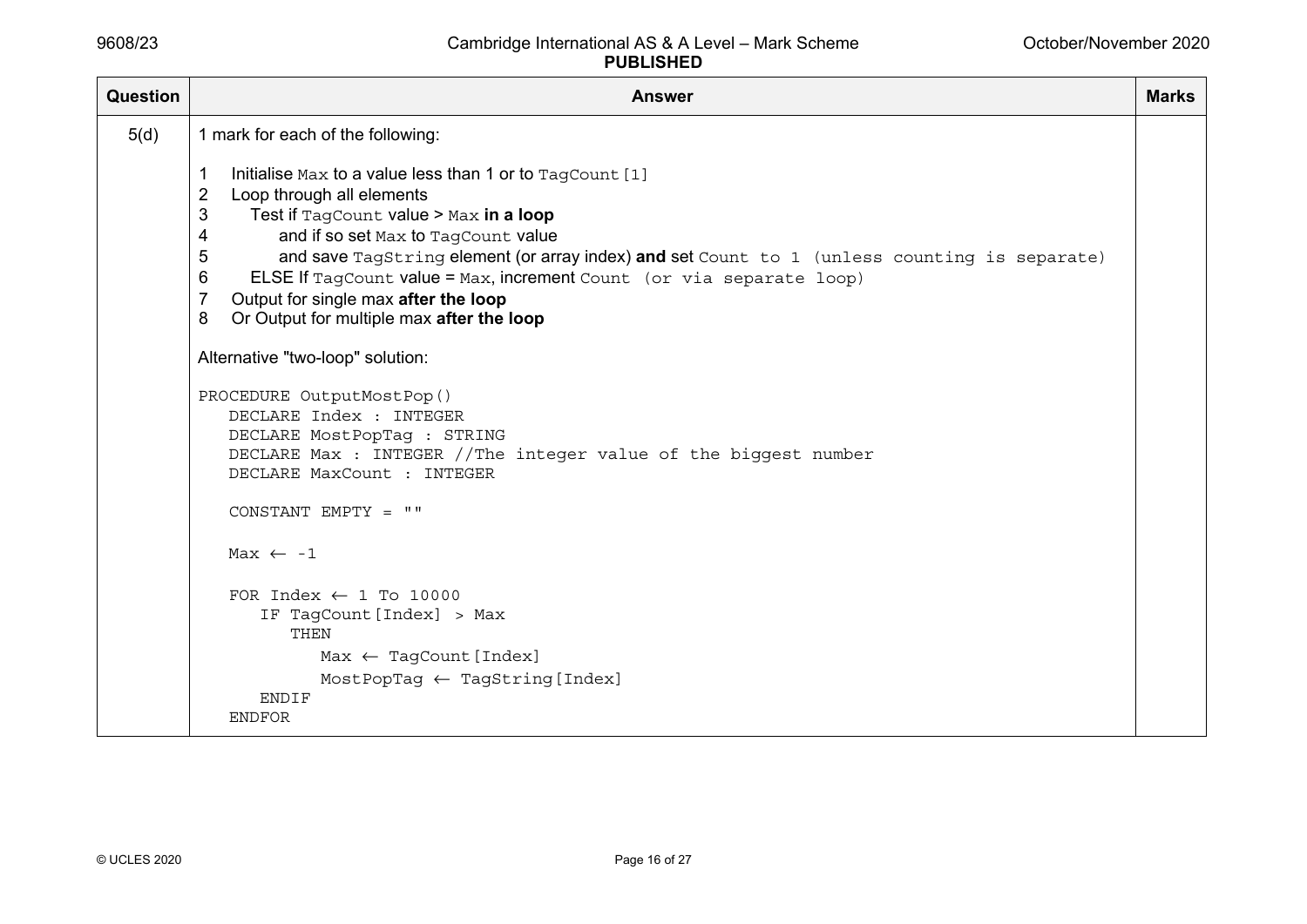| Question | Answer | Marks |
|---|---|---|
| 5(d) | 1 mark for each of the following:<br><br>1 Initialise `Max` to a value less than 1 or to `TagCount[1]`<br>2 Loop through all elements<br>3 Test if `TagCount` value > `Max` **in a loop**<br>4 and if so set `Max` to `TagCount` value<br>5 and save `TagString` element (or array index) **and** set `Count to 1 (unless counting is separate)`<br>6 ELSE If `TagCount` value = `Max`, increment `Count (or via separate loop)`<br>7 Output for single max **after the loop**<br>8 Or Output for multiple max **after the loop**<br><br>Alternative "two-loop" solution:<br><br>`PROCEDURE OutputMostPop()`<br>`   DECLARE Index : INTEGER`<br>`   DECLARE MostPopTag : STRING`<br>`   DECLARE Max : INTEGER //The integer value of the biggest number`<br>`   DECLARE MaxCount : INTEGER`<br><br>`   CONSTANT EMPTY = ""`<br><br>`   Max ← -1`<br><br>`   FOR Index ← 1 To 10000`<br>`      IF TagCount[Index] > Max`<br>`         THEN`<br>`            Max ← TagCount[Index]`<br>`            MostPopTag ← TagString[Index]`<br>`      ENDIF`<br>`   ENDFOR` | |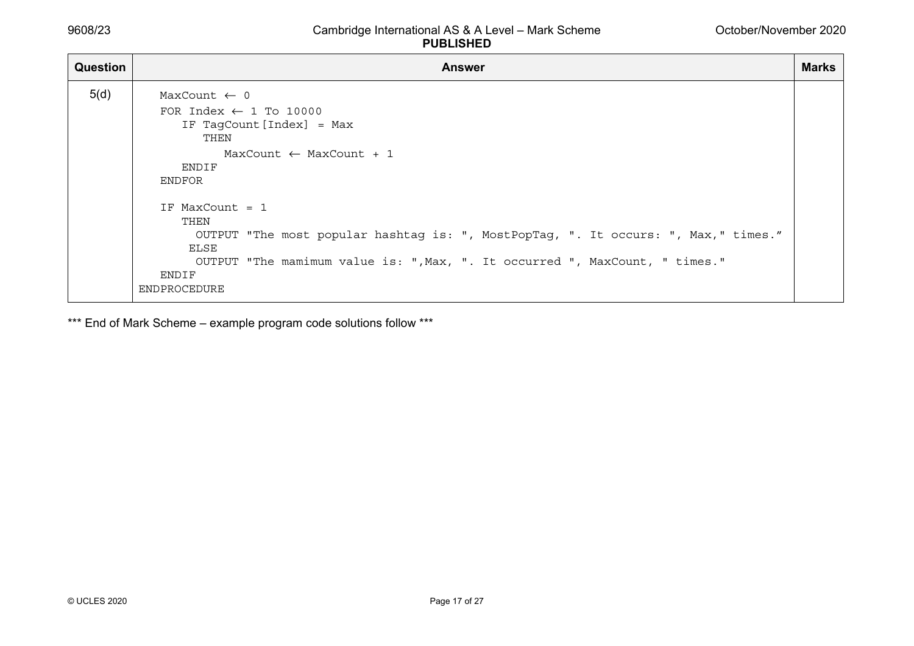| Question | Answer | Marks |
|---|---|---|
| 5(d) | <pre>MaxCount ← 0<br>FOR Index ← 1 To 10000<br>   IF TagCount[Index] = Max<br>      THEN<br>         MaxCount ← MaxCount + 1<br>   ENDIF<br>ENDFOR<br><br>IF MaxCount = 1<br>   THEN<br>     OUTPUT "The most popular hashtag is: ", MostPopTag, ". It occurs: ", Max," times.”<br>    ELSE<br>     OUTPUT "The mamimum value is: ",Max, ". It occurred ", MaxCount, " times."<br>ENDIF<br>ENDPROCEDURE</pre> | |

*** End of Mark Scheme – example program code solutions follow ***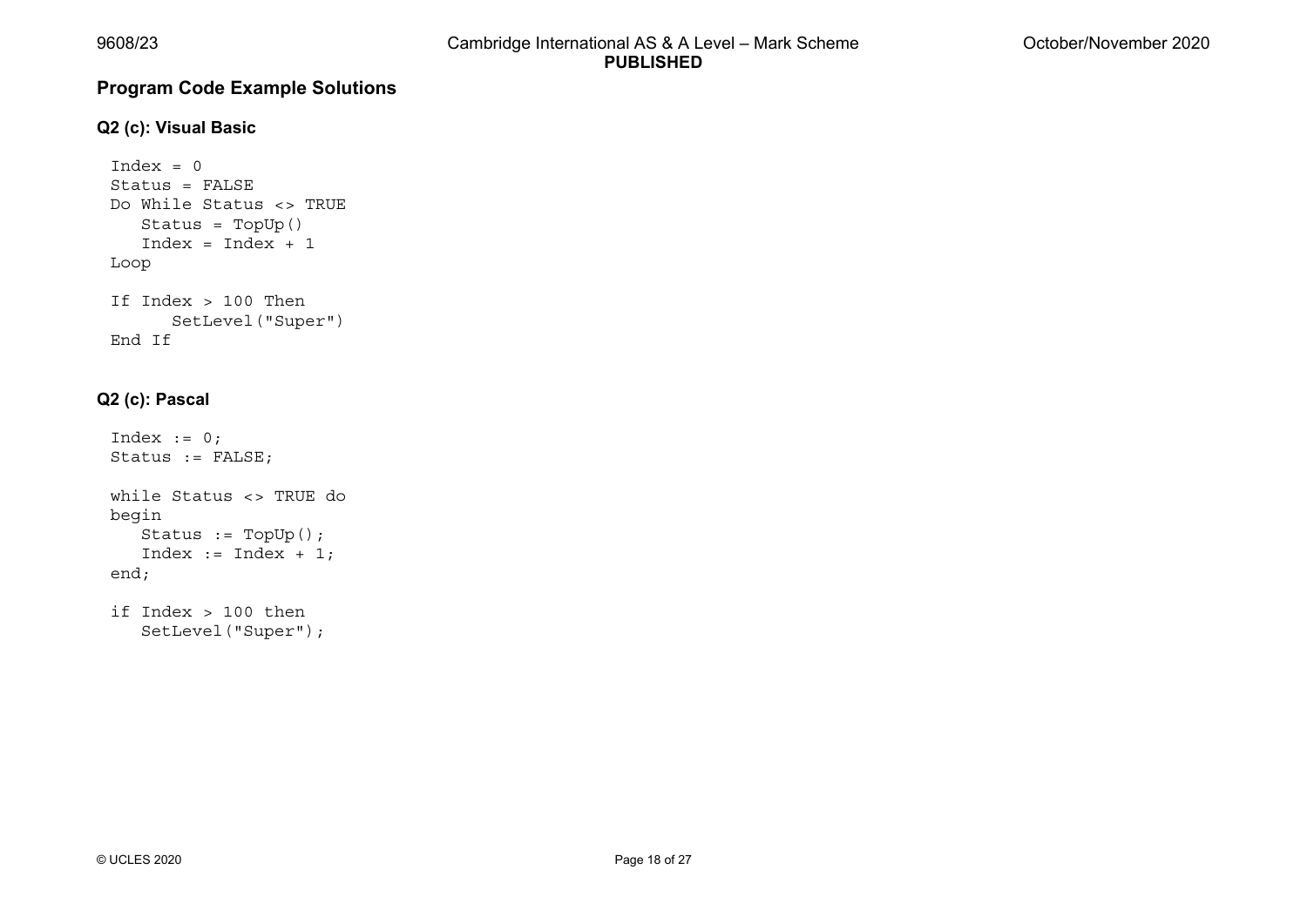## Program Code Example Solutions

### Q2 (c): Visual Basic

```
Index = 0
Status = FALSE
Do While Status <> TRUE
   Status = TopUp()
   Index = Index + 1
Loop

If Index > 100 Then
      SetLevel("Super")
End If
```

### Q2 (c): Pascal

```
Index := 0;
Status := FALSE;

while Status <> TRUE do
begin
   Status := TopUp();
   Index := Index + 1;
end;

if Index > 100 then
   SetLevel("Super");
```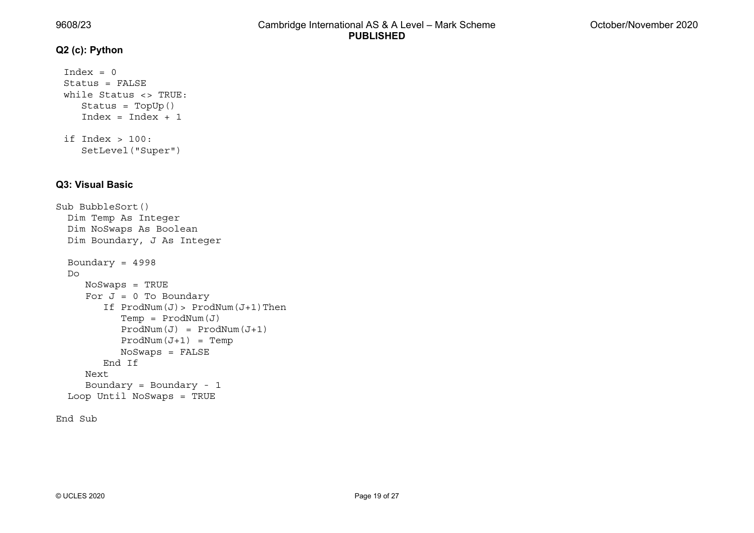### Q2 (c): Python

```
Index = 0
Status = FALSE
while Status <> TRUE:
   Status = TopUp()
   Index = Index + 1

if Index > 100:
   SetLevel("Super")
```

### Q3: Visual Basic

```
Sub BubbleSort()
  Dim Temp As Integer
  Dim NoSwaps As Boolean
  Dim Boundary, J As Integer

  Boundary = 4998
  Do
     NoSwaps = TRUE
     For J = 0 To Boundary
        If ProdNum(J)> ProdNum(J+1)Then
           Temp = ProdNum(J)
           ProdNum(J) = ProdNum(J+1)
           ProdNum(J+1) = Temp
           NoSwaps = FALSE
        End If
     Next
     Boundary = Boundary - 1
  Loop Until NoSwaps = TRUE

End Sub
```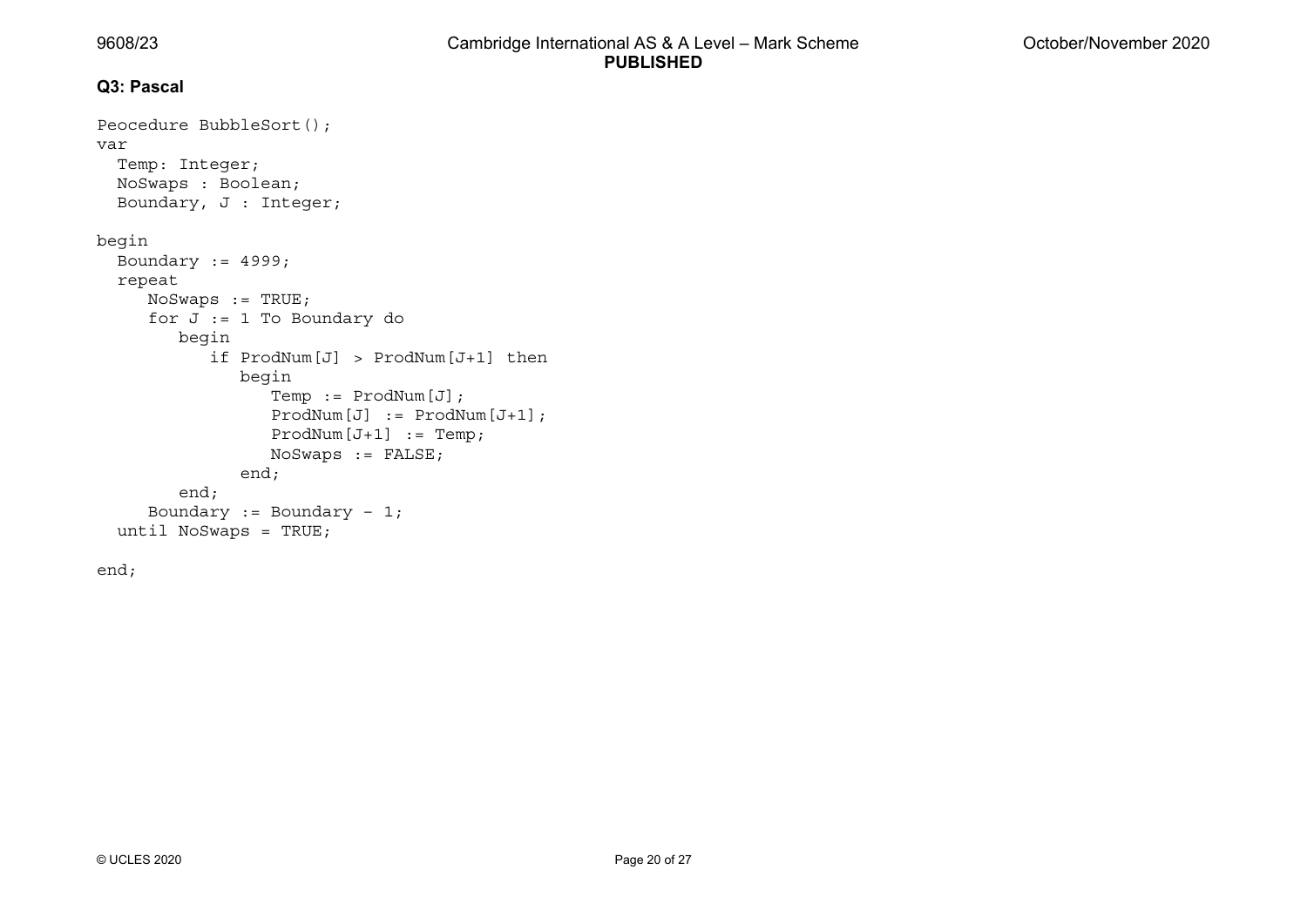**Q3: Pascal**

```
Peocedure BubbleSort();
var
  Temp: Integer;
  NoSwaps : Boolean;
  Boundary, J : Integer;

begin
  Boundary := 4999;
  repeat
     NoSwaps := TRUE;
     for J := 1 To Boundary do
        begin
           if ProdNum[J] > ProdNum[J+1] then
              begin
                 Temp := ProdNum[J];
                 ProdNum[J] := ProdNum[J+1];
                 ProdNum[J+1] := Temp;
                 NoSwaps := FALSE;
              end;
        end;
     Boundary := Boundary - 1;
  until NoSwaps = TRUE;

end;
```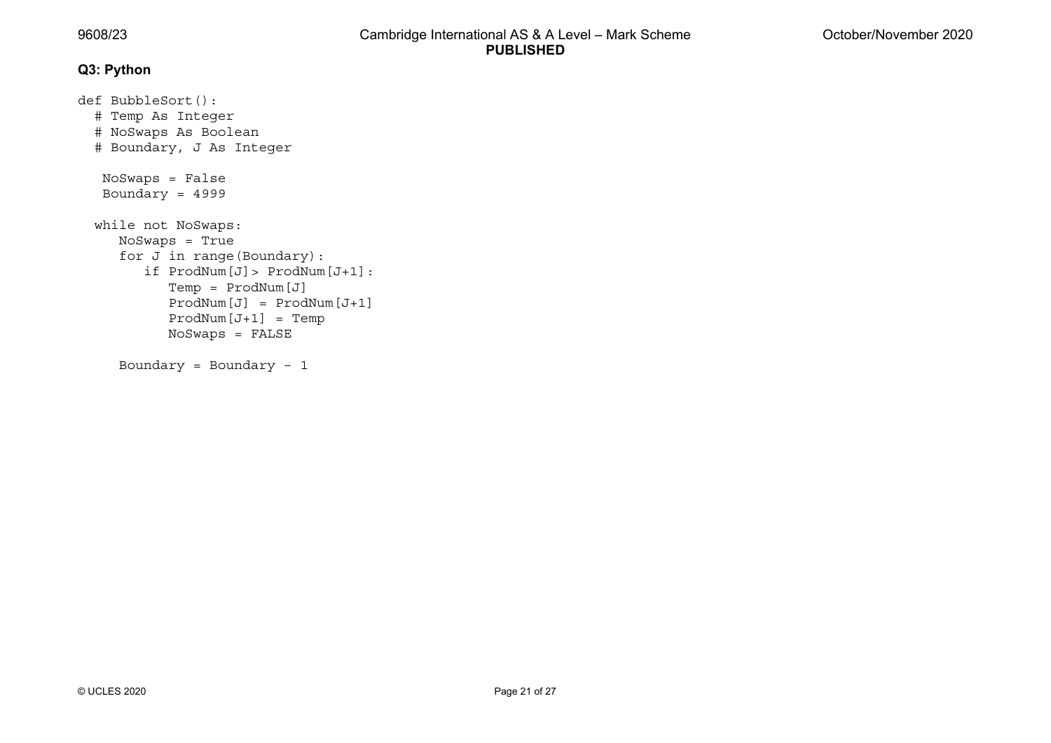**Q3: Python**

```
def BubbleSort():
  # Temp As Integer
  # NoSwaps As Boolean
  # Boundary, J As Integer

   NoSwaps = False
   Boundary = 4999

  while not NoSwaps:
     NoSwaps = True
     for J in range(Boundary):
        if ProdNum[J]> ProdNum[J+1]:
           Temp = ProdNum[J]
           ProdNum[J] = ProdNum[J+1]
           ProdNum[J+1] = Temp
           NoSwaps = FALSE

     Boundary = Boundary - 1
```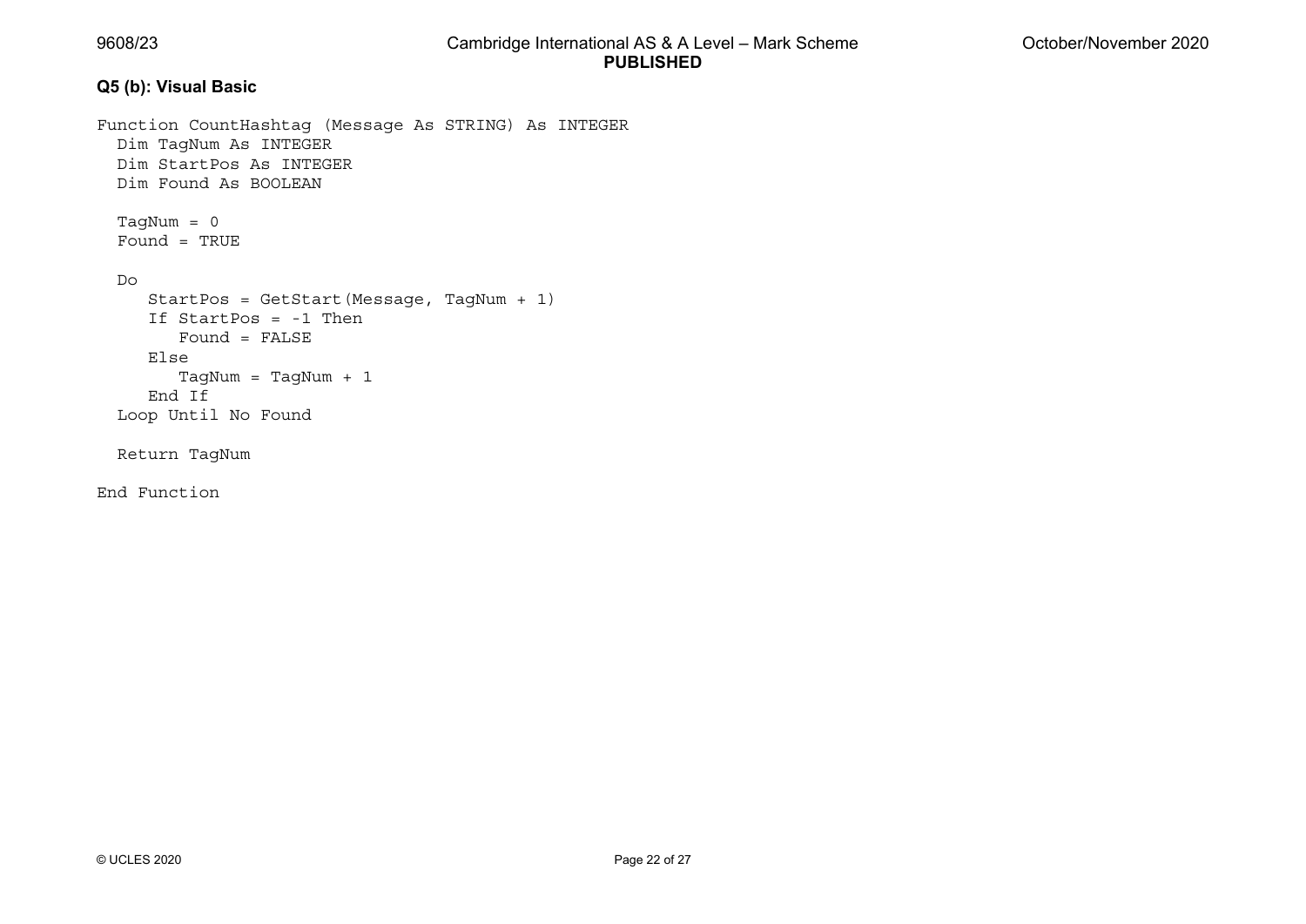**Q5 (b): Visual Basic**

```
Function CountHashtag (Message As STRING) As INTEGER
  Dim TagNum As INTEGER
  Dim StartPos As INTEGER
  Dim Found As BOOLEAN

  TagNum = 0
  Found = TRUE

  Do
     StartPos = GetStart(Message, TagNum + 1)
     If StartPos = -1 Then
        Found = FALSE
     Else
        TagNum = TagNum + 1
     End If
  Loop Until No Found

  Return TagNum

End Function
```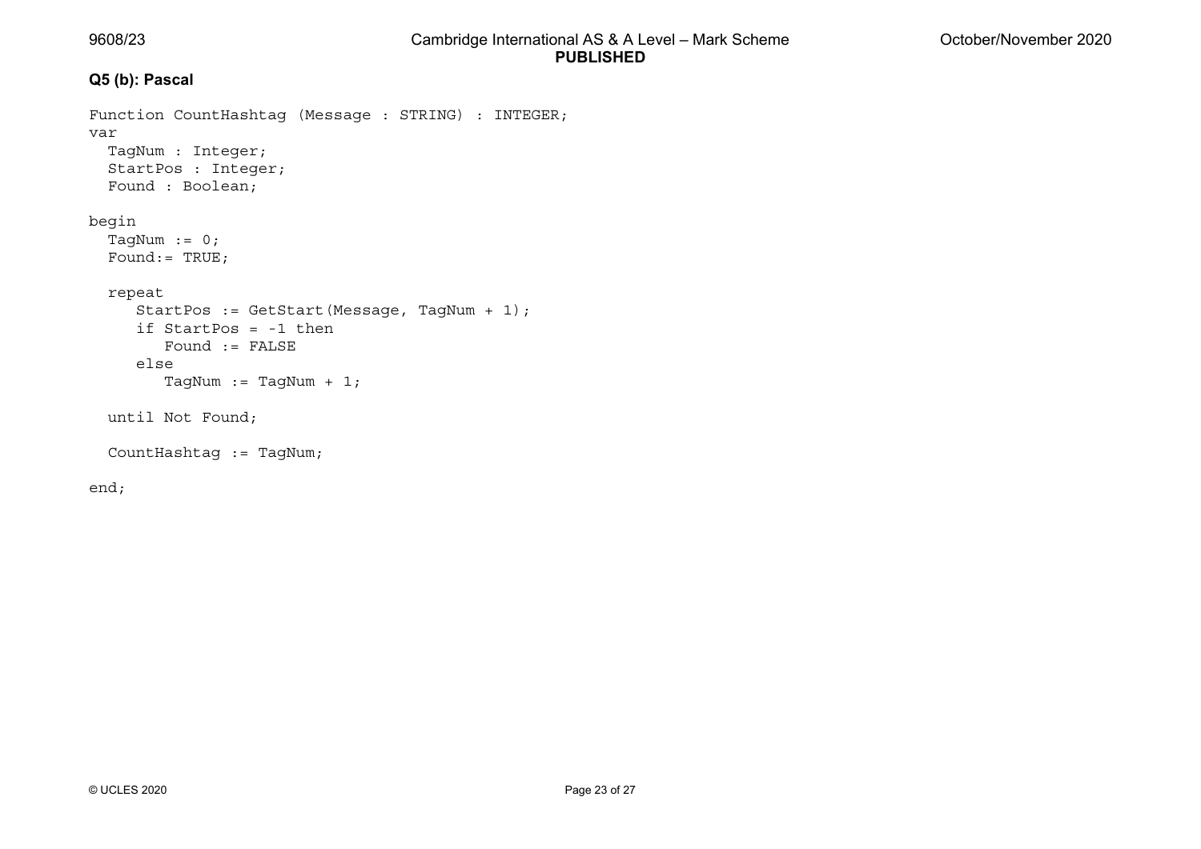**Q5 (b): Pascal**

```
Function CountHashtag (Message : STRING) : INTEGER;
var
  TagNum : Integer;
  StartPos : Integer;
  Found : Boolean;

begin
  TagNum := 0;
  Found:= TRUE;

  repeat
     StartPos := GetStart(Message, TagNum + 1);
     if StartPos = -1 then
        Found := FALSE
     else
        TagNum := TagNum + 1;

  until Not Found;

  CountHashtag := TagNum;

end;
```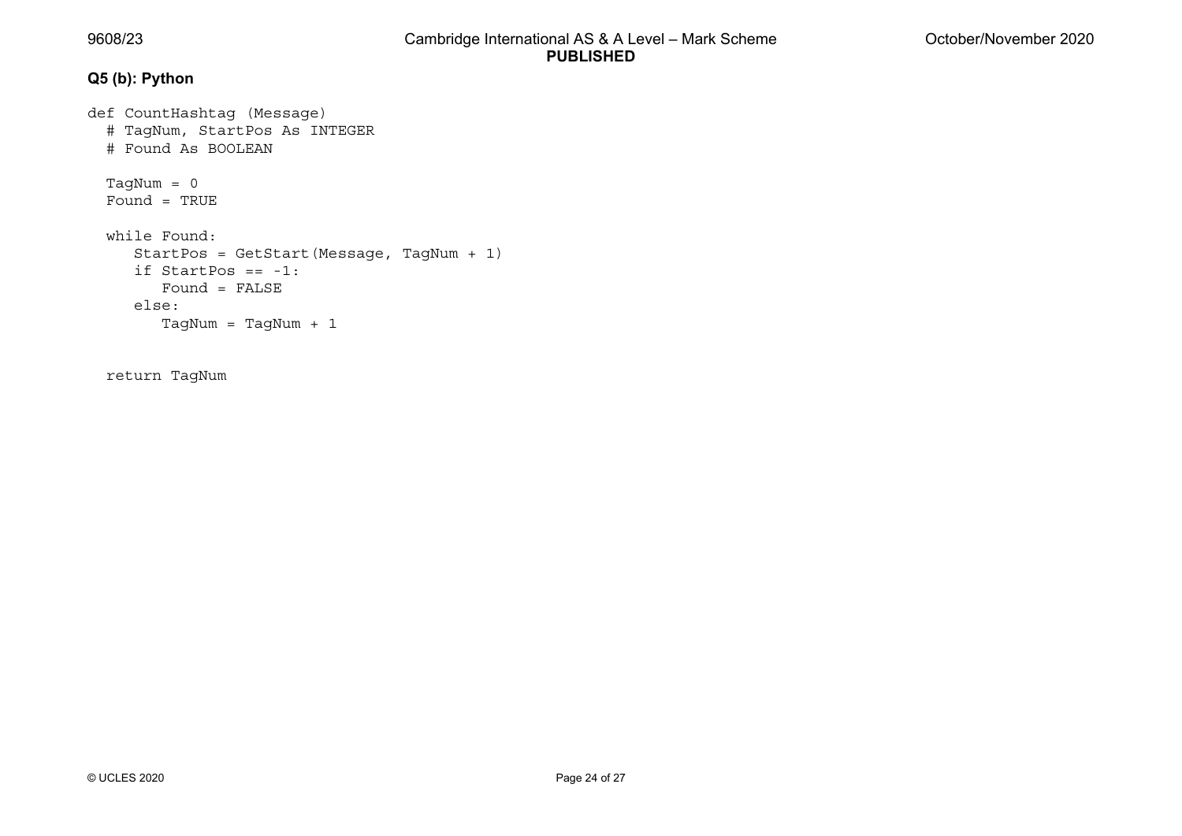**Q5 (b): Python**

```
def CountHashtag (Message)
  # TagNum, StartPos As INTEGER
  # Found As BOOLEAN

  TagNum = 0
  Found = TRUE

  while Found:
     StartPos = GetStart(Message, TagNum + 1)
     if StartPos == -1:
        Found = FALSE
     else:
        TagNum = TagNum + 1


  return TagNum
```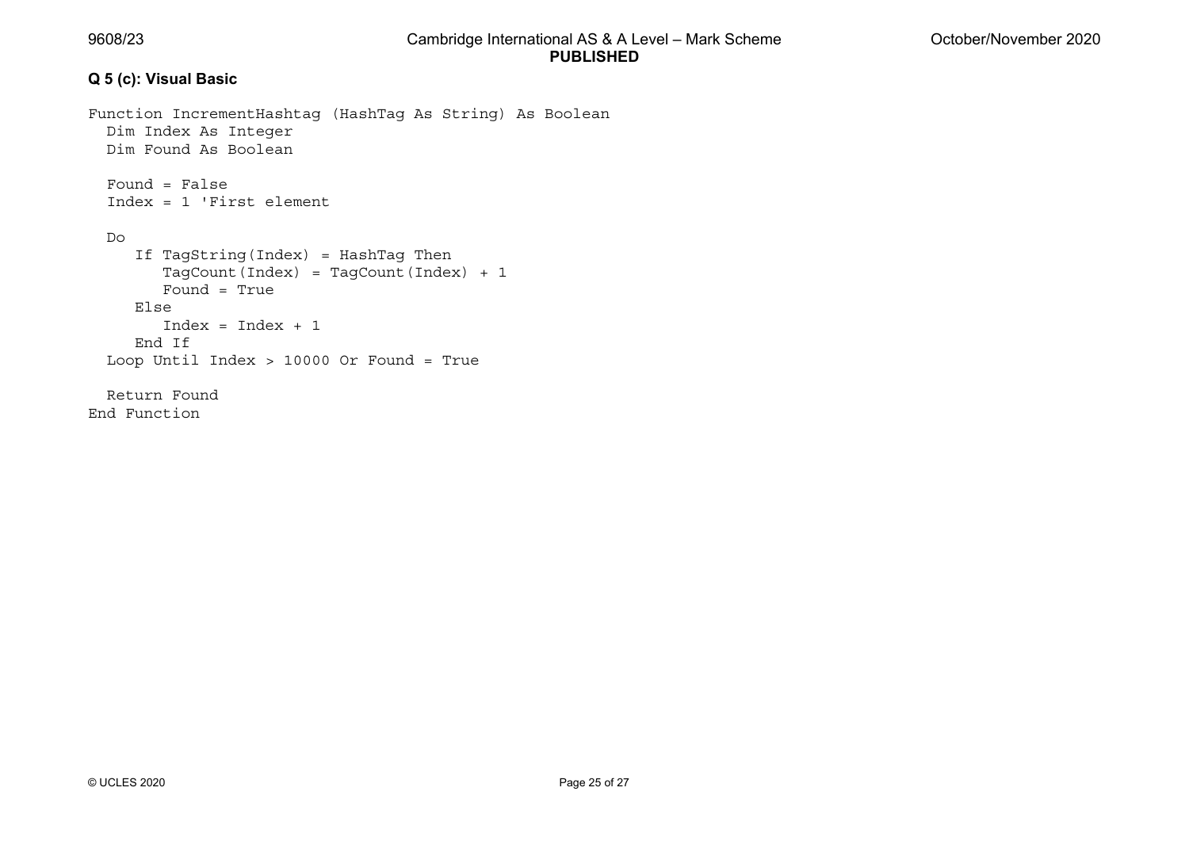**Q 5 (c): Visual Basic**

```
Function IncrementHashtag (HashTag As String) As Boolean
  Dim Index As Integer
  Dim Found As Boolean

  Found = False
  Index = 1 'First element

  Do
     If TagString(Index) = HashTag Then
        TagCount(Index) = TagCount(Index) + 1
        Found = True
     Else
        Index = Index + 1
     End If
  Loop Until Index > 10000 Or Found = True

  Return Found
End Function
```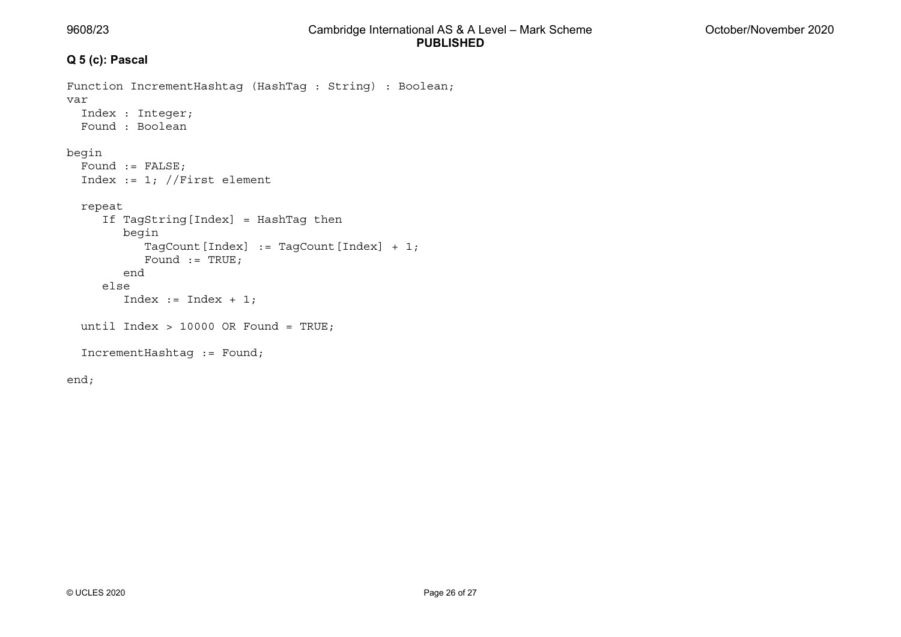**Q 5 (c): Pascal**

```
Function IncrementHashtag (HashTag : String) : Boolean;
var
  Index : Integer;
  Found : Boolean

begin
  Found := FALSE;
  Index := 1; //First element

  repeat
     If TagString[Index] = HashTag then
        begin
           TagCount[Index] := TagCount[Index] + 1;
           Found := TRUE;
        end
     else
        Index := Index + 1;

  until Index > 10000 OR Found = TRUE;

  IncrementHashtag := Found;

end;
```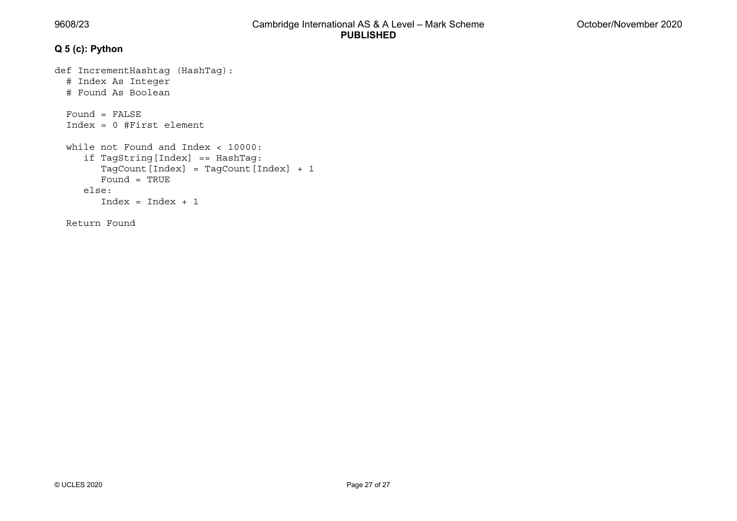**Q 5 (c): Python**

```
def IncrementHashtag (HashTag):
  # Index As Integer
  # Found As Boolean

  Found = FALSE
  Index = 0 #First element

  while not Found and Index < 10000:
     if TagString[Index] == HashTag:
        TagCount[Index] = TagCount[Index] + 1
        Found = TRUE
     else:
        Index = Index + 1

  Return Found
```